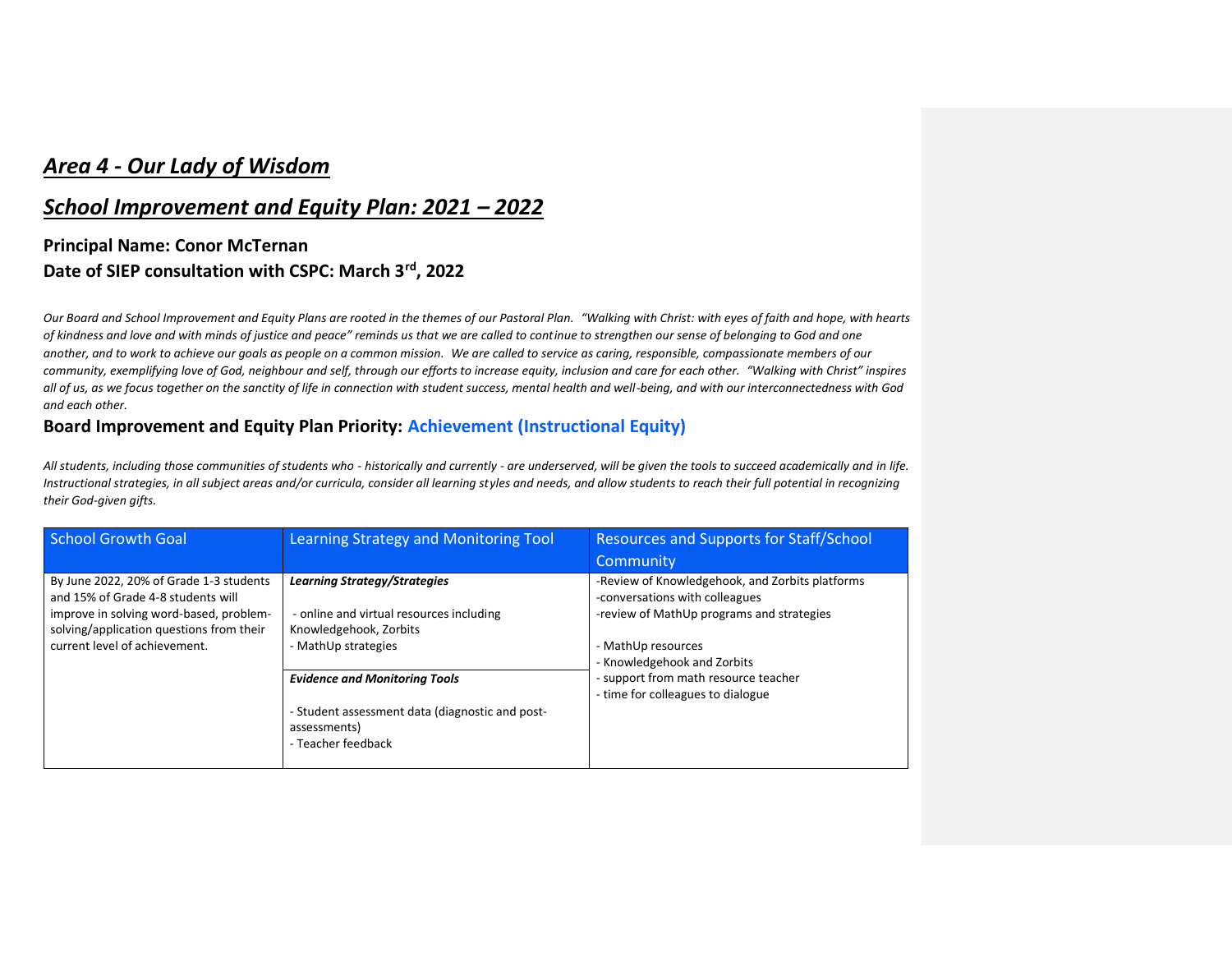# *Area 4 - Our Lady of Wisdom*

## *School Improvement and Equity Plan: 2021 – 2022*

### Principal Name: Conor McTernan

### Date of SIEP consultation with CSPC: March 3rd, 2022

*Our Board and School Improvement and Equity Plans are rooted in the themes of our Pastoral Plan. "Walking with Christ: with eyes of faith and hope, with hearts of kindness and love and with minds of justice and peace" reminds us that we are called to continue to strengthen our sense of belonging to God and one another, and to work to achieve our goals as people on a common mission. We are called to service as caring, responsible, compassionate members of our community, exemplifying love of God, neighbour and self, through our efforts to increase equity, inclusion and care for each other. "Walking with Christ" inspires all of us, as we focus together on the sanctity of life in connection with student success, mental health and well-being, and with our interconnectedness with God and each other.*

### Board Improvement and Equity Plan Priority: Achievement (Instructional Equity)

*All students, including those communities of students who - historically and currently - are underserved, will be given the tools to succeed academically and in life. Instructional strategies, in all subject areas and/or curricula, consider all learning styles and needs, and allow students to reach their full potential in recognizing their God-given gifts.*

| School Growth Goal | Learning Strategy and Monitoring Tool | Resources and Supports for Staff/School Community |
|---|---|---|
| By June 2022, 20% of Grade 1-3 students and 15% of Grade 4-8 students will improve in solving word-based, problem-solving/application questions from their current level of achievement. | ***Learning Strategy/Strategies***<br><br>- online and virtual resources including Knowledgehook, Zorbits<br>- MathUp strategies<br><br>***Evidence and Monitoring Tools***<br><br>- Student assessment data (diagnostic and post-assessments)<br>- Teacher feedback | -Review of Knowledgehook, and Zorbits platforms<br>-conversations with colleagues<br>-review of MathUp programs and strategies<br><br>- MathUp resources<br>- Knowledgehook and Zorbits<br>- support from math resource teacher<br>- time for colleagues to dialogue |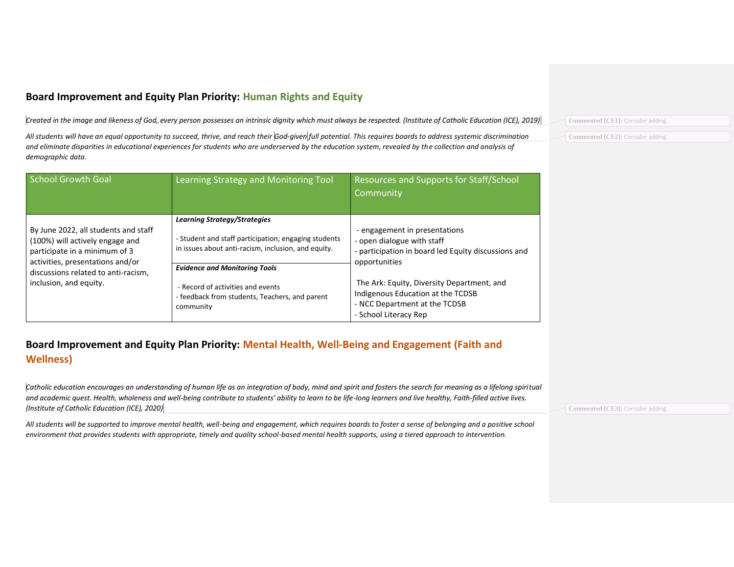## Board Improvement and Equity Plan Priority: Human Rights and Equity

*Created in the image and likeness of God, every person possesses an intrinsic dignity which must always be respected. (Institute of Catholic Education (ICE), 2019)*

*All students will have an equal opportunity to succeed, thrive, and reach their God-given full potential. This requires boards to address systemic discrimination and eliminate disparities in educational experiences for students who are underserved by the education system, revealed by the collection and analysis of demographic data.*

| School Growth Goal | Learning Strategy and Monitoring Tool | Resources and Supports for Staff/School Community |
|---|---|---|
| By June 2022, all students and staff (100%) will actively engage and participate in a minimum of 3 activities, presentations and/or discussions related to anti-racism, inclusion, and equity. | ***Learning Strategy/Strategies***<br><br>- Student and staff participation; engaging students in issues about anti-racism, inclusion, and equity.<br><br>***Evidence and Monitoring Tools***<br><br>- Record of activities and events<br>- feedback from students, Teachers, and parent community | - engagement in presentations<br>- open dialogue with staff<br>- participation in board led Equity discussions and opportunities<br><br>The Ark: Equity, Diversity Department, and Indigenous Education at the TCDSB<br>- NCC Department at the TCDSB<br>- School Literacy Rep |

## Board Improvement and Equity Plan Priority: Mental Health, Well-Being and Engagement (Faith and Wellness)

*Catholic education encourages an understanding of human life as an integration of body, mind and spirit and fosters the search for meaning as a lifelong spiritual and academic quest. Health, wholeness and well-being contribute to students' ability to learn to be life-long learners and live healthy, Faith-filled active lives. (Institute of Catholic Education (ICE), 2020)*

*All students will be supported to improve mental health, well-being and engagement, which requires boards to foster a sense of belonging and a positive school environment that provides students with appropriate, timely and quality school-based mental health supports, using a tiered approach to intervention.*

Commented [CE1]: Consider adding.

Commented [CE2]: Consider adding.

Commented [CE3]: Consider adding.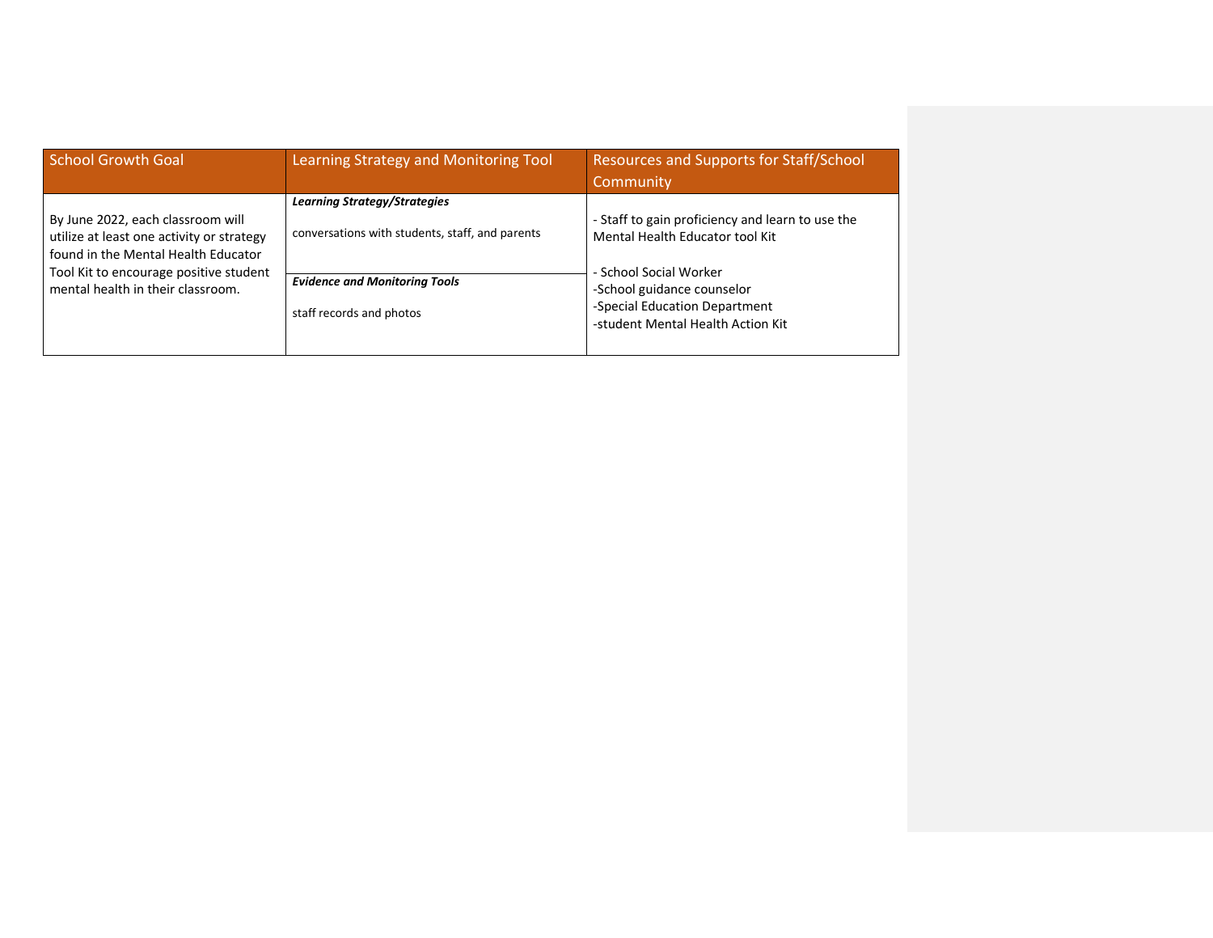| School Growth Goal | Learning Strategy and Monitoring Tool | Resources and Supports for Staff/School Community |
|---|---|---|
| By June 2022, each classroom will utilize at least one activity or strategy found in the Mental Health Educator Tool Kit to encourage positive student mental health in their classroom. | ***Learning Strategy/Strategies***<br><br>conversations with students, staff, and parents<br><br>***Evidence and Monitoring Tools***<br><br>staff records and photos | - Staff to gain proficiency and learn to use the Mental Health Educator tool Kit<br><br>- School Social Worker<br>-School guidance counselor<br>-Special Education Department<br>-student Mental Health Action Kit |